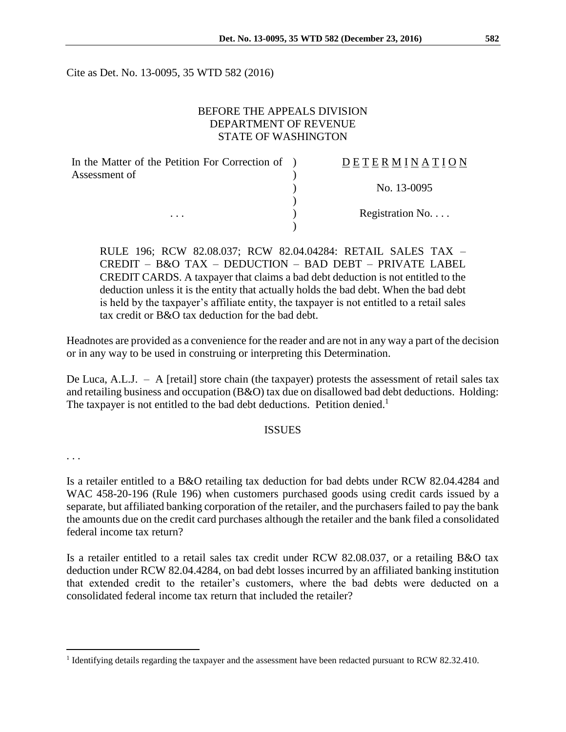Cite as Det. No. 13-0095, 35 WTD 582 (2016)

BEFORE THE APPEALS DIVISION
DEPARTMENT OF REVENUE
STATE OF WASHINGTON

| In the Matter of the Petition For Correction of Assessment of | D E T E R M I N A T I O N |
|---|---|
| | No. 13-0095 |
| . . . | Registration No. . . . |

RULE 196; RCW 82.08.037; RCW 82.04.04284: RETAIL SALES TAX – CREDIT – B&O TAX – DEDUCTION – BAD DEBT – PRIVATE LABEL CREDIT CARDS. A taxpayer that claims a bad debt deduction is not entitled to the deduction unless it is the entity that actually holds the bad debt. When the bad debt is held by the taxpayer's affiliate entity, the taxpayer is not entitled to a retail sales tax credit or B&O tax deduction for the bad debt.

Headnotes are provided as a convenience for the reader and are not in any way a part of the decision or in any way to be used in construing or interpreting this Determination.

De Luca, A.L.J. – A [retail] store chain (the taxpayer) protests the assessment of retail sales tax and retailing business and occupation (B&O) tax due on disallowed bad debt deductions. Holding: The taxpayer is not entitled to the bad debt deductions. Petition denied.[1]

## ISSUES

. . .

Is a retailer entitled to a B&O retailing tax deduction for bad debts under RCW 82.04.4284 and WAC 458-20-196 (Rule 196) when customers purchased goods using credit cards issued by a separate, but affiliated banking corporation of the retailer, and the purchasers failed to pay the bank the amounts due on the credit card purchases although the retailer and the bank filed a consolidated federal income tax return?

Is a retailer entitled to a retail sales tax credit under RCW 82.08.037, or a retailing B&O tax deduction under RCW 82.04.4284, on bad debt losses incurred by an affiliated banking institution that extended credit to the retailer's customers, where the bad debts were deducted on a consolidated federal income tax return that included the retailer?

[1] Identifying details regarding the taxpayer and the assessment have been redacted pursuant to RCW 82.32.410.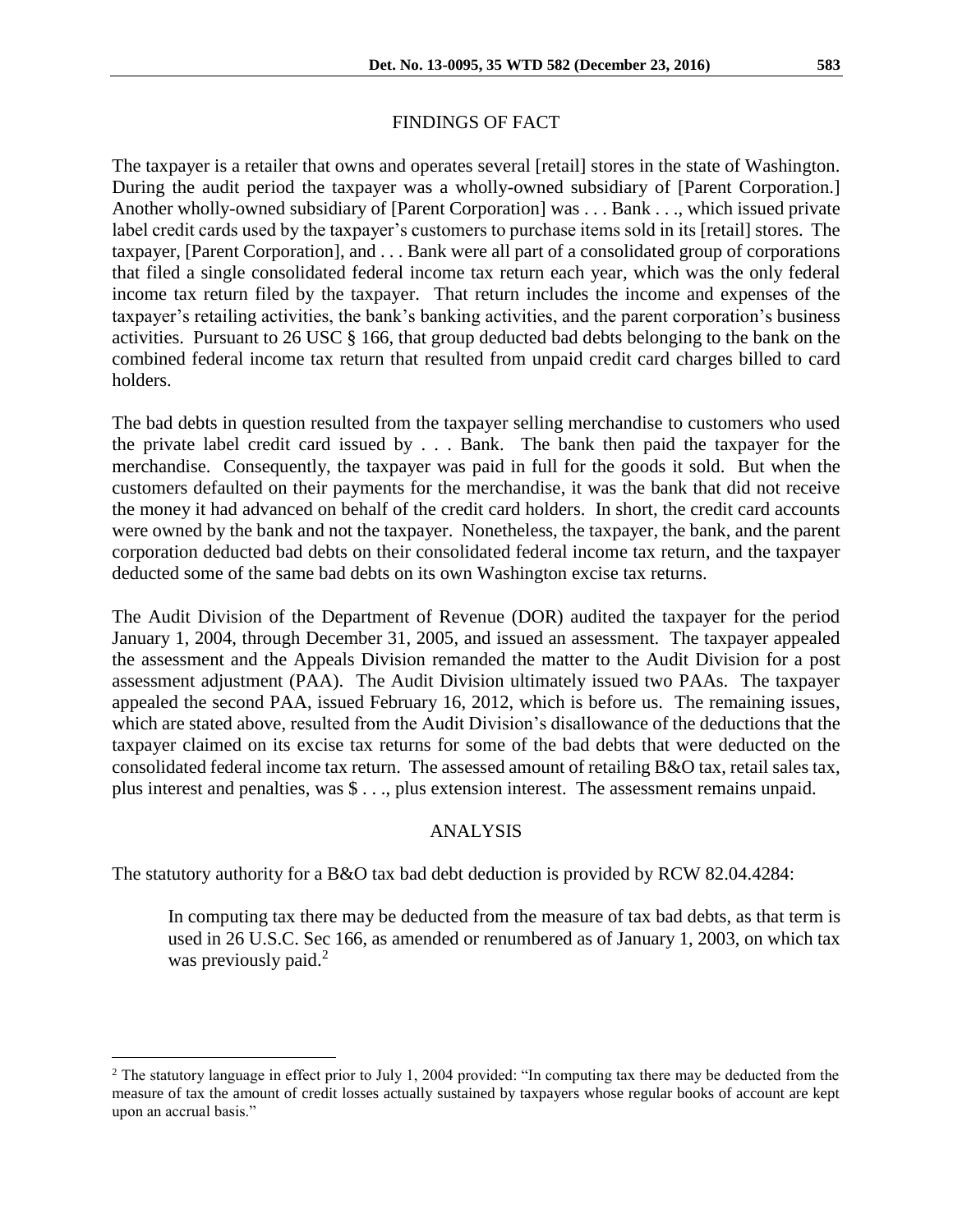## FINDINGS OF FACT

The taxpayer is a retailer that owns and operates several [retail] stores in the state of Washington. During the audit period the taxpayer was a wholly-owned subsidiary of [Parent Corporation.] Another wholly-owned subsidiary of [Parent Corporation] was . . . Bank . . ., which issued private label credit cards used by the taxpayer's customers to purchase items sold in its [retail] stores. The taxpayer, [Parent Corporation], and . . . Bank were all part of a consolidated group of corporations that filed a single consolidated federal income tax return each year, which was the only federal income tax return filed by the taxpayer. That return includes the income and expenses of the taxpayer's retailing activities, the bank's banking activities, and the parent corporation's business activities. Pursuant to 26 USC § 166, that group deducted bad debts belonging to the bank on the combined federal income tax return that resulted from unpaid credit card charges billed to card holders.

The bad debts in question resulted from the taxpayer selling merchandise to customers who used the private label credit card issued by . . . Bank. The bank then paid the taxpayer for the merchandise. Consequently, the taxpayer was paid in full for the goods it sold. But when the customers defaulted on their payments for the merchandise, it was the bank that did not receive the money it had advanced on behalf of the credit card holders. In short, the credit card accounts were owned by the bank and not the taxpayer. Nonetheless, the taxpayer, the bank, and the parent corporation deducted bad debts on their consolidated federal income tax return, and the taxpayer deducted some of the same bad debts on its own Washington excise tax returns.

The Audit Division of the Department of Revenue (DOR) audited the taxpayer for the period January 1, 2004, through December 31, 2005, and issued an assessment. The taxpayer appealed the assessment and the Appeals Division remanded the matter to the Audit Division for a post assessment adjustment (PAA). The Audit Division ultimately issued two PAAs. The taxpayer appealed the second PAA, issued February 16, 2012, which is before us. The remaining issues, which are stated above, resulted from the Audit Division's disallowance of the deductions that the taxpayer claimed on its excise tax returns for some of the bad debts that were deducted on the consolidated federal income tax return. The assessed amount of retailing B&O tax, retail sales tax, plus interest and penalties, was $ . . ., plus extension interest. The assessment remains unpaid.

## ANALYSIS

The statutory authority for a B&O tax bad debt deduction is provided by RCW 82.04.4284:

> In computing tax there may be deducted from the measure of tax bad debts, as that term is used in 26 U.S.C. Sec 166, as amended or renumbered as of January 1, 2003, on which tax was previously paid.[2]

[2] The statutory language in effect prior to July 1, 2004 provided: "In computing tax there may be deducted from the measure of tax the amount of credit losses actually sustained by taxpayers whose regular books of account are kept upon an accrual basis."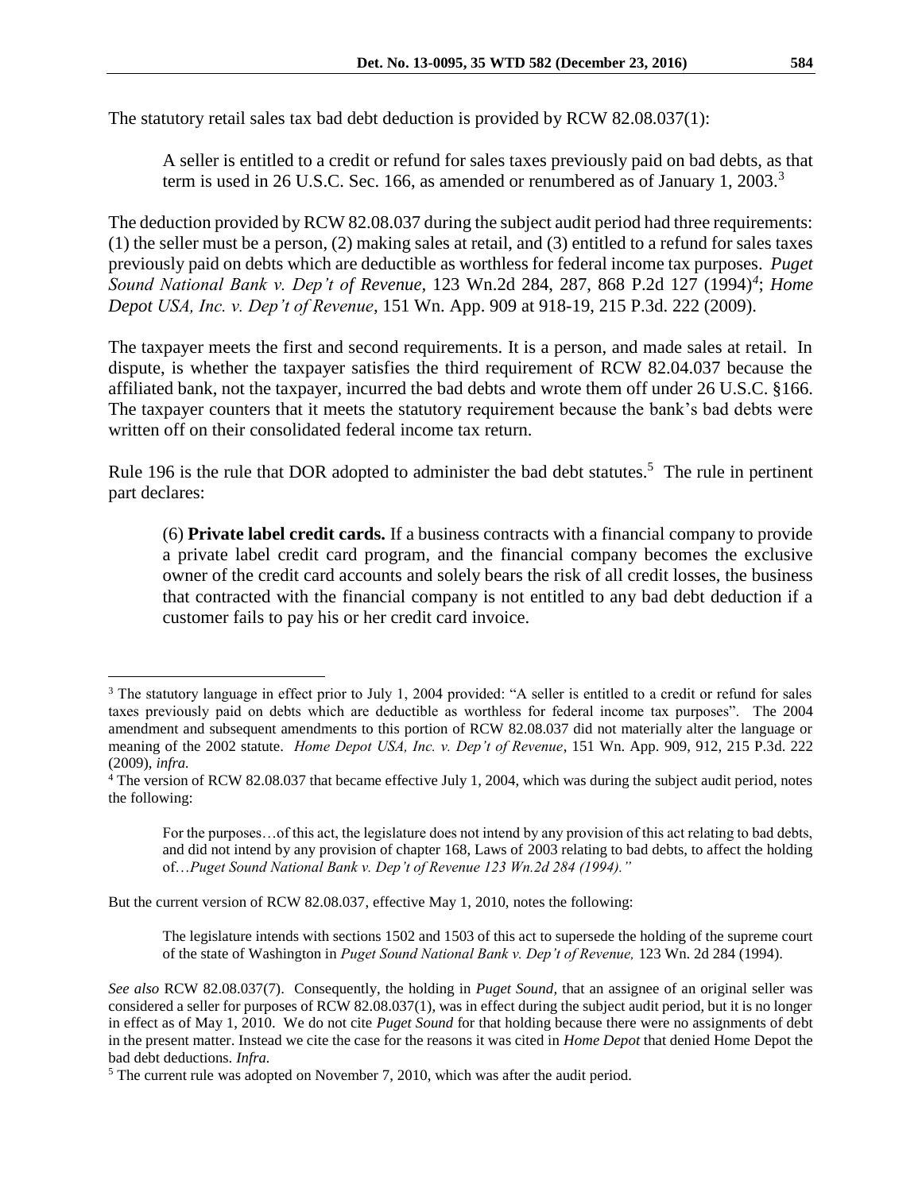The statutory retail sales tax bad debt deduction is provided by RCW 82.08.037(1):

> A seller is entitled to a credit or refund for sales taxes previously paid on bad debts, as that term is used in 26 U.S.C. Sec. 166, as amended or renumbered as of January 1, 2003.[3]

The deduction provided by RCW 82.08.037 during the subject audit period had three requirements: (1) the seller must be a person, (2) making sales at retail, and (3) entitled to a refund for sales taxes previously paid on debts which are deductible as worthless for federal income tax purposes. *Puget Sound National Bank v. Dep't of Revenue*, 123 Wn.2d 284, 287, 868 P.2d 127 (1994)[4]; *Home Depot USA, Inc. v. Dep't of Revenue*, 151 Wn. App. 909 at 918-19, 215 P.3d. 222 (2009).

The taxpayer meets the first and second requirements. It is a person, and made sales at retail. In dispute, is whether the taxpayer satisfies the third requirement of RCW 82.04.037 because the affiliated bank, not the taxpayer, incurred the bad debts and wrote them off under 26 U.S.C. §166. The taxpayer counters that it meets the statutory requirement because the bank's bad debts were written off on their consolidated federal income tax return.

Rule 196 is the rule that DOR adopted to administer the bad debt statutes.[5] The rule in pertinent part declares:

> (6) **Private label credit cards.** If a business contracts with a financial company to provide a private label credit card program, and the financial company becomes the exclusive owner of the credit card accounts and solely bears the risk of all credit losses, the business that contracted with the financial company is not entitled to any bad debt deduction if a customer fails to pay his or her credit card invoice.

---

[3] The statutory language in effect prior to July 1, 2004 provided: "A seller is entitled to a credit or refund for sales taxes previously paid on debts which are deductible as worthless for federal income tax purposes". The 2004 amendment and subsequent amendments to this portion of RCW 82.08.037 did not materially alter the language or meaning of the 2002 statute. *Home Depot USA, Inc. v. Dep't of Revenue*, 151 Wn. App. 909, 912, 215 P.3d. 222 (2009), *infra.*

[4] The version of RCW 82.08.037 that became effective July 1, 2004, which was during the subject audit period, notes the following:

> For the purposes…of this act, the legislature does not intend by any provision of this act relating to bad debts, and did not intend by any provision of chapter 168, Laws of 2003 relating to bad debts, to affect the holding of…*Puget Sound National Bank v. Dep't of Revenue 123 Wn.2d 284 (1994)."*

But the current version of RCW 82.08.037, effective May 1, 2010, notes the following:

> The legislature intends with sections 1502 and 1503 of this act to supersede the holding of the supreme court of the state of Washington in *Puget Sound National Bank v. Dep't of Revenue,* 123 Wn. 2d 284 (1994).

*See also* RCW 82.08.037(7). Consequently, the holding in *Puget Sound*, that an assignee of an original seller was considered a seller for purposes of RCW 82.08.037(1), was in effect during the subject audit period, but it is no longer in effect as of May 1, 2010. We do not cite *Puget Sound* for that holding because there were no assignments of debt in the present matter. Instead we cite the case for the reasons it was cited in *Home Depot* that denied Home Depot the bad debt deductions. *Infra.*

[5] The current rule was adopted on November 7, 2010, which was after the audit period.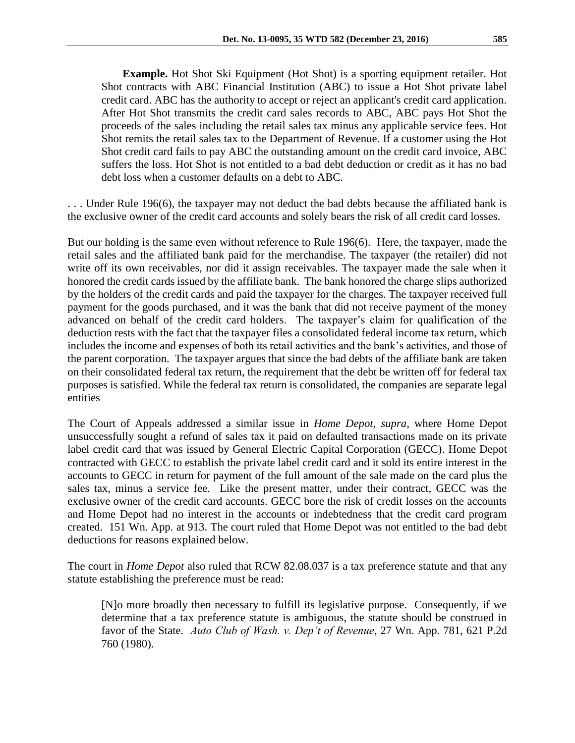> **Example.** Hot Shot Ski Equipment (Hot Shot) is a sporting equipment retailer. Hot Shot contracts with ABC Financial Institution (ABC) to issue a Hot Shot private label credit card. ABC has the authority to accept or reject an applicant's credit card application. After Hot Shot transmits the credit card sales records to ABC, ABC pays Hot Shot the proceeds of the sales including the retail sales tax minus any applicable service fees. Hot Shot remits the retail sales tax to the Department of Revenue. If a customer using the Hot Shot credit card fails to pay ABC the outstanding amount on the credit card invoice, ABC suffers the loss. Hot Shot is not entitled to a bad debt deduction or credit as it has no bad debt loss when a customer defaults on a debt to ABC.

. . . Under Rule 196(6), the taxpayer may not deduct the bad debts because the affiliated bank is the exclusive owner of the credit card accounts and solely bears the risk of all credit card losses.

But our holding is the same even without reference to Rule 196(6). Here, the taxpayer, made the retail sales and the affiliated bank paid for the merchandise. The taxpayer (the retailer) did not write off its own receivables, nor did it assign receivables. The taxpayer made the sale when it honored the credit cards issued by the affiliate bank. The bank honored the charge slips authorized by the holders of the credit cards and paid the taxpayer for the charges. The taxpayer received full payment for the goods purchased, and it was the bank that did not receive payment of the money advanced on behalf of the credit card holders. The taxpayer's claim for qualification of the deduction rests with the fact that the taxpayer files a consolidated federal income tax return, which includes the income and expenses of both its retail activities and the bank's activities, and those of the parent corporation. The taxpayer argues that since the bad debts of the affiliate bank are taken on their consolidated federal tax return, the requirement that the debt be written off for federal tax purposes is satisfied. While the federal tax return is consolidated, the companies are separate legal entities

The Court of Appeals addressed a similar issue in *Home Depot*, *supra,* where Home Depot unsuccessfully sought a refund of sales tax it paid on defaulted transactions made on its private label credit card that was issued by General Electric Capital Corporation (GECC). Home Depot contracted with GECC to establish the private label credit card and it sold its entire interest in the accounts to GECC in return for payment of the full amount of the sale made on the card plus the sales tax, minus a service fee. Like the present matter, under their contract, GECC was the exclusive owner of the credit card accounts. GECC bore the risk of credit losses on the accounts and Home Depot had no interest in the accounts or indebtedness that the credit card program created. 151 Wn. App. at 913. The court ruled that Home Depot was not entitled to the bad debt deductions for reasons explained below.

The court in *Home Depot* also ruled that RCW 82.08.037 is a tax preference statute and that any statute establishing the preference must be read:

> [N]o more broadly then necessary to fulfill its legislative purpose. Consequently, if we determine that a tax preference statute is ambiguous, the statute should be construed in favor of the State. *Auto Club of Wash. v. Dep't of Revenue*, 27 Wn. App. 781, 621 P.2d 760 (1980).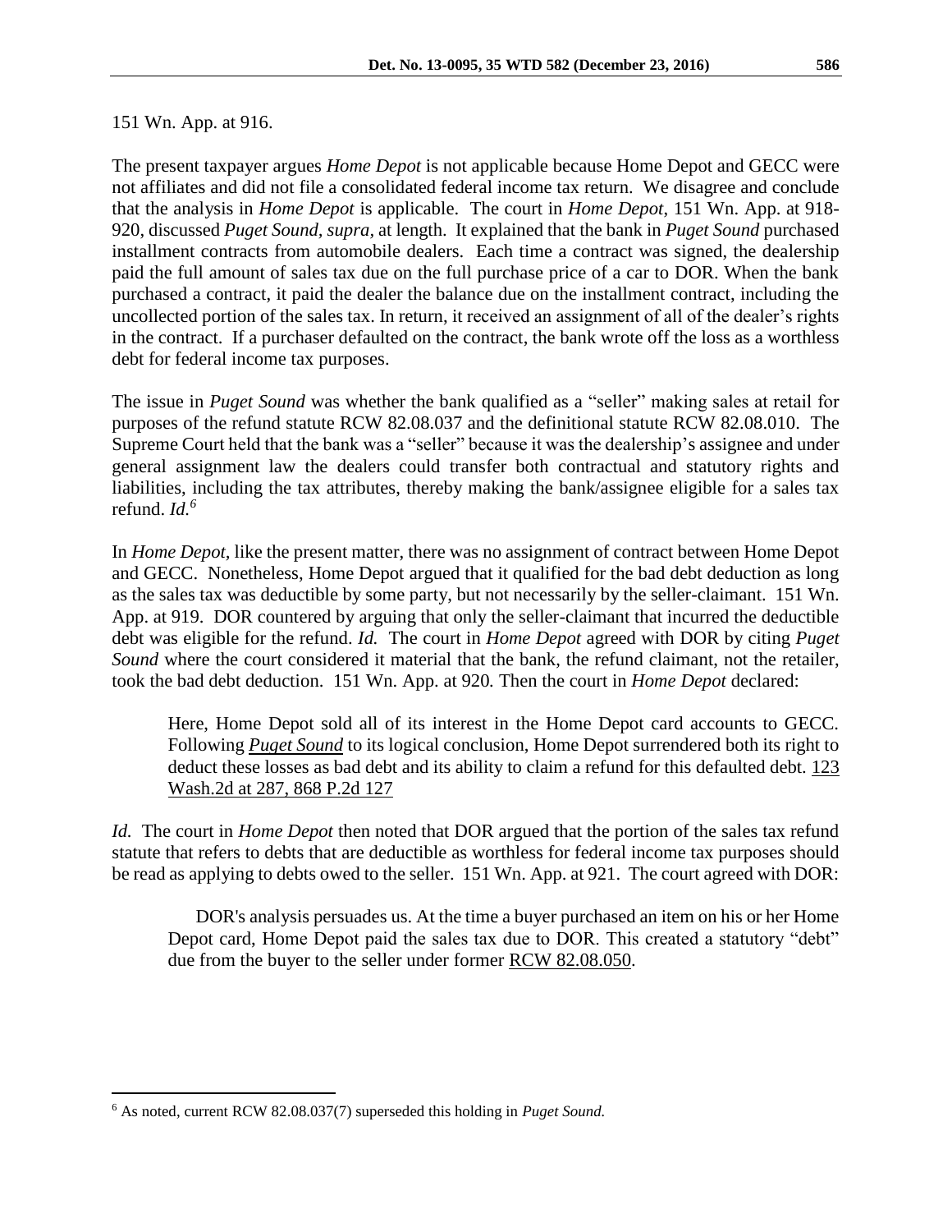151 Wn. App. at 916.

The present taxpayer argues *Home Depot* is not applicable because Home Depot and GECC were not affiliates and did not file a consolidated federal income tax return. We disagree and conclude that the analysis in *Home Depot* is applicable. The court in *Home Depot*, 151 Wn. App. at 918-920, discussed *Puget Sound, supra,* at length. It explained that the bank in *Puget Sound* purchased installment contracts from automobile dealers. Each time a contract was signed, the dealership paid the full amount of sales tax due on the full purchase price of a car to DOR. When the bank purchased a contract, it paid the dealer the balance due on the installment contract, including the uncollected portion of the sales tax. In return, it received an assignment of all of the dealer's rights in the contract. If a purchaser defaulted on the contract, the bank wrote off the loss as a worthless debt for federal income tax purposes.

The issue in *Puget Sound* was whether the bank qualified as a "seller" making sales at retail for purposes of the refund statute RCW 82.08.037 and the definitional statute RCW 82.08.010. The Supreme Court held that the bank was a "seller" because it was the dealership's assignee and under general assignment law the dealers could transfer both contractual and statutory rights and liabilities, including the tax attributes, thereby making the bank/assignee eligible for a sales tax refund. *Id.*[6]

In *Home Depot*, like the present matter, there was no assignment of contract between Home Depot and GECC. Nonetheless, Home Depot argued that it qualified for the bad debt deduction as long as the sales tax was deductible by some party, but not necessarily by the seller-claimant. 151 Wn. App. at 919. DOR countered by arguing that only the seller-claimant that incurred the deductible debt was eligible for the refund. *Id.* The court in *Home Depot* agreed with DOR by citing *Puget Sound* where the court considered it material that the bank, the refund claimant, not the retailer, took the bad debt deduction. 151 Wn. App. at 920. Then the court in *Home Depot* declared:

> Here, Home Depot sold all of its interest in the Home Depot card accounts to GECC. Following *Puget Sound* to its logical conclusion, Home Depot surrendered both its right to deduct these losses as bad debt and its ability to claim a refund for this defaulted debt. 123 Wash.2d at 287, 868 P.2d 127

*Id.* The court in *Home Depot* then noted that DOR argued that the portion of the sales tax refund statute that refers to debts that are deductible as worthless for federal income tax purposes should be read as applying to debts owed to the seller. 151 Wn. App. at 921. The court agreed with DOR:

> DOR's analysis persuades us. At the time a buyer purchased an item on his or her Home Depot card, Home Depot paid the sales tax due to DOR. This created a statutory "debt" due from the buyer to the seller under former RCW 82.08.050.

---

[6] As noted, current RCW 82.08.037(7) superseded this holding in *Puget Sound.*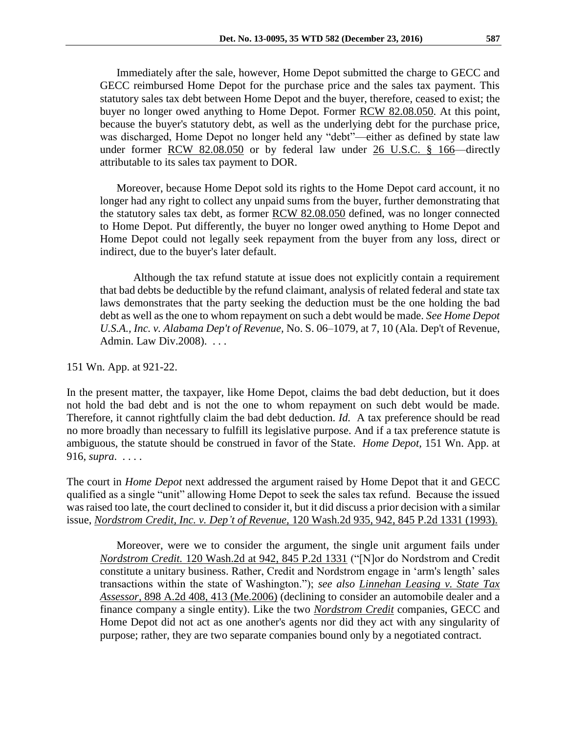> Immediately after the sale, however, Home Depot submitted the charge to GECC and GECC reimbursed Home Depot for the purchase price and the sales tax payment. This statutory sales tax debt between Home Depot and the buyer, therefore, ceased to exist; the buyer no longer owed anything to Home Depot. Former RCW 82.08.050. At this point, because the buyer's statutory debt, as well as the underlying debt for the purchase price, was discharged, Home Depot no longer held any "debt"—either as defined by state law under former RCW 82.08.050 or by federal law under 26 U.S.C. § 166—directly attributable to its sales tax payment to DOR.
>
> Moreover, because Home Depot sold its rights to the Home Depot card account, it no longer had any right to collect any unpaid sums from the buyer, further demonstrating that the statutory sales tax debt, as former RCW 82.08.050 defined, was no longer connected to Home Depot. Put differently, the buyer no longer owed anything to Home Depot and Home Depot could not legally seek repayment from the buyer from any loss, direct or indirect, due to the buyer's later default.
>
> Although the tax refund statute at issue does not explicitly contain a requirement that bad debts be deductible by the refund claimant, analysis of related federal and state tax laws demonstrates that the party seeking the deduction must be the one holding the bad debt as well as the one to whom repayment on such a debt would be made. *See Home Depot U.S.A., Inc. v. Alabama Dep't of Revenue,* No. S. 06–1079, at 7, 10 (Ala. Dep't of Revenue, Admin. Law Div.2008). . . .

151 Wn. App. at 921-22.

In the present matter, the taxpayer, like Home Depot, claims the bad debt deduction, but it does not hold the bad debt and is not the one to whom repayment on such debt would be made. Therefore, it cannot rightfully claim the bad debt deduction. *Id.* A tax preference should be read no more broadly than necessary to fulfill its legislative purpose. And if a tax preference statute is ambiguous, the statute should be construed in favor of the State. *Home Depot,* 151 Wn. App. at 916, *supra*. . . . .

The court in *Home Depot* next addressed the argument raised by Home Depot that it and GECC qualified as a single "unit" allowing Home Depot to seek the sales tax refund. Because the issued was raised too late, the court declined to consider it, but it did discuss a prior decision with a similar issue, *Nordstrom Credit, Inc. v. Dep't of Revenue,* 120 Wash.2d 935, 942, 845 P.2d 1331 (1993).

> Moreover, were we to consider the argument, the single unit argument fails under *Nordstrom Credit.* 120 Wash.2d at 942, 845 P.2d 1331 ("[N]or do Nordstrom and Credit constitute a unitary business. Rather, Credit and Nordstrom engage in 'arm's length' sales transactions within the state of Washington."); *see also Linnehan Leasing v. State Tax Assessor,* 898 A.2d 408, 413 (Me.2006) (declining to consider an automobile dealer and a finance company a single entity). Like the two *Nordstrom Credit* companies, GECC and Home Depot did not act as one another's agents nor did they act with any singularity of purpose; rather, they are two separate companies bound only by a negotiated contract.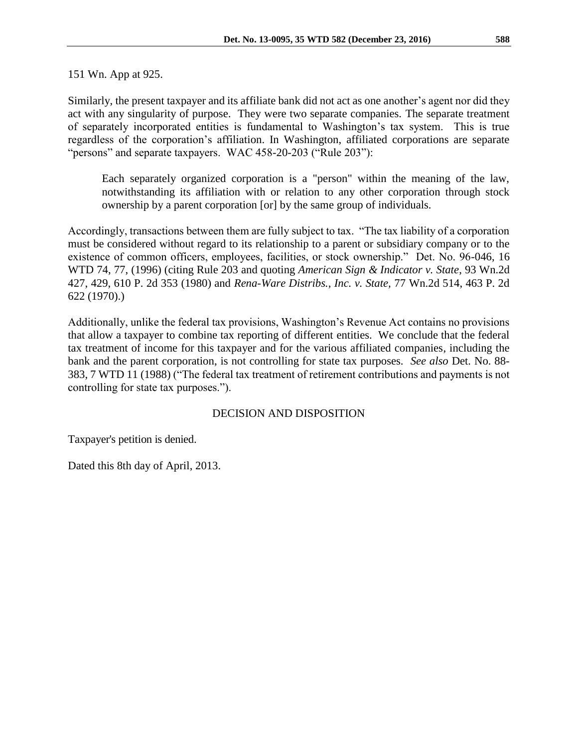151 Wn. App at 925.

Similarly, the present taxpayer and its affiliate bank did not act as one another's agent nor did they act with any singularity of purpose. They were two separate companies. The separate treatment of separately incorporated entities is fundamental to Washington's tax system. This is true regardless of the corporation's affiliation. In Washington, affiliated corporations are separate "persons" and separate taxpayers. WAC 458-20-203 ("Rule 203"):

> Each separately organized corporation is a "person" within the meaning of the law, notwithstanding its affiliation with or relation to any other corporation through stock ownership by a parent corporation [or] by the same group of individuals.

Accordingly, transactions between them are fully subject to tax. "The tax liability of a corporation must be considered without regard to its relationship to a parent or subsidiary company or to the existence of common officers, employees, facilities, or stock ownership." Det. No. 96-046, 16 WTD 74, 77, (1996) (citing Rule 203 and quoting *American Sign & Indicator v. State*, 93 Wn.2d 427, 429, 610 P. 2d 353 (1980) and *Rena-Ware Distribs., Inc. v. State*, 77 Wn.2d 514, 463 P. 2d 622 (1970).)

Additionally, unlike the federal tax provisions, Washington's Revenue Act contains no provisions that allow a taxpayer to combine tax reporting of different entities. We conclude that the federal tax treatment of income for this taxpayer and for the various affiliated companies, including the bank and the parent corporation, is not controlling for state tax purposes. *See also* Det. No. 88-383, 7 WTD 11 (1988) ("The federal tax treatment of retirement contributions and payments is not controlling for state tax purposes.").

## DECISION AND DISPOSITION

Taxpayer's petition is denied.

Dated this 8th day of April, 2013.